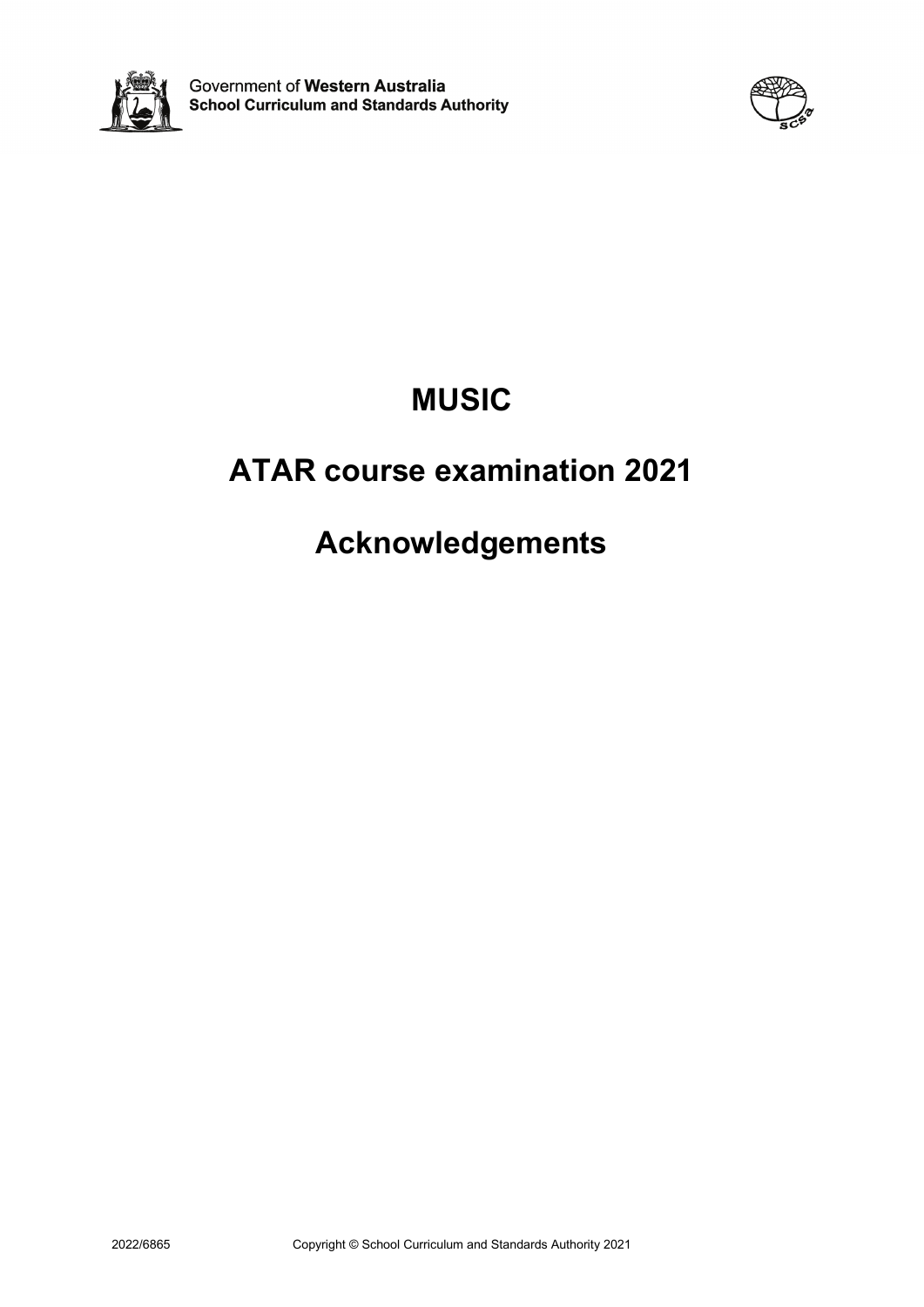Government of **Western Australia**
**School Curriculum and Standards Authority**

# MUSIC

# ATAR course examination 2021

# Acknowledgements

2022/6865 Copyright © School Curriculum and Standards Authority 2021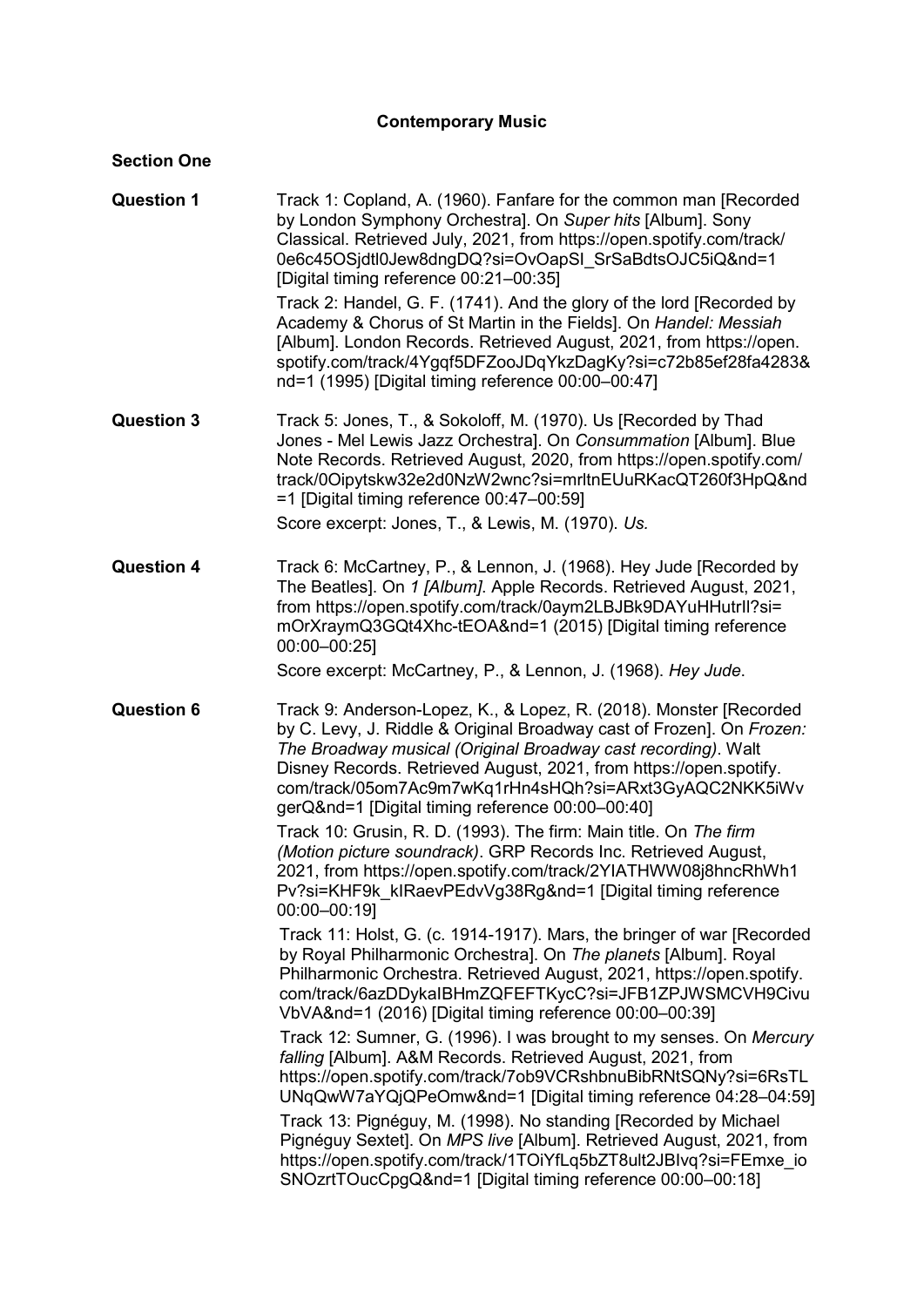**Contemporary Music**

**Section One**

**Question 1**

Track 1: Copland, A. (1960). Fanfare for the common man [Recorded by London Symphony Orchestra]. On *Super hits* [Album]. Sony Classical. Retrieved July, 2021, from https://open.spotify.com/track/0e6c45OSjdtl0Jew8dngDQ?si=OvOapSI_SrSaBdtsOJC5iQ&nd=1 [Digital timing reference 00:21–00:35]

Track 2: Handel, G. F. (1741). And the glory of the lord [Recorded by Academy & Chorus of St Martin in the Fields]. On *Handel: Messiah* [Album]. London Records. Retrieved August, 2021, from https://open.spotify.com/track/4Ygqf5DFZooJDqYkzDagKy?si=c72b85ef28fa4283&nd=1 (1995) [Digital timing reference 00:00–00:47]

**Question 3**

Track 5: Jones, T., & Sokoloff, M. (1970). Us [Recorded by Thad Jones - Mel Lewis Jazz Orchestra]. On *Consummation* [Album]. Blue Note Records. Retrieved August, 2020, from https://open.spotify.com/track/0Oipytskw32e2d0NzW2wnc?si=mrltnEUuRKacQT260f3HpQ&nd=1 [Digital timing reference 00:47–00:59]

Score excerpt: Jones, T., & Lewis, M. (1970). *Us.*

**Question 4**

Track 6: McCartney, P., & Lennon, J. (1968). Hey Jude [Recorded by The Beatles]. On *1 [Album]*. Apple Records. Retrieved August, 2021, from https://open.spotify.com/track/0aym2LBJBk9DAYuHHutrIl?si=mOrXraymQ3GQt4Xhc-tEOA&nd=1 (2015) [Digital timing reference 00:00–00:25]

Score excerpt: McCartney, P., & Lennon, J. (1968). *Hey Jude.*

**Question 6**

Track 9: Anderson-Lopez, K., & Lopez, R. (2018). Monster [Recorded by C. Levy, J. Riddle & Original Broadway cast of Frozen]. On *Frozen: The Broadway musical (Original Broadway cast recording)*. Walt Disney Records. Retrieved August, 2021, from https://open.spotify.com/track/05om7Ac9m7wKq1rHn4sHQh?si=ARxt3GyAQC2NKK5iWvgerQ&nd=1 [Digital timing reference 00:00–00:40]

Track 10: Grusin, R. D. (1993). The firm: Main title. On *The firm (Motion picture soundrack)*. GRP Records Inc. Retrieved August, 2021, from https://open.spotify.com/track/2YIATHWW08j8hncRhWh1Pv?si=KHF9k_kIRaevPEdvVg38Rg&nd=1 [Digital timing reference 00:00–00:19]

Track 11: Holst, G. (c. 1914-1917). Mars, the bringer of war [Recorded by Royal Philharmonic Orchestra]. On *The planets* [Album]. Royal Philharmonic Orchestra. Retrieved August, 2021, https://open.spotify.com/track/6azDDykaIBHmZQFEFTKycC?si=JFB1ZPJWSMCVH9CivuVbVA&nd=1 (2016) [Digital timing reference 00:00–00:39]

Track 12: Sumner, G. (1996). I was brought to my senses. On *Mercury falling* [Album]. A&M Records. Retrieved August, 2021, from https://open.spotify.com/track/7ob9VCRshbnuBibRNtSQNy?si=6RsTLUNqQwW7aYQjQPeOmw&nd=1 [Digital timing reference 04:28–04:59]

Track 13: Pignéguy, M. (1998). No standing [Recorded by Michael Pignéguy Sextet]. On *MPS live* [Album]. Retrieved August, 2021, from https://open.spotify.com/track/1TOiYfLq5bZT8ult2JBIvq?si=FEmxe_ioSNOzrtTOucCpgQ&nd=1 [Digital timing reference 00:00–00:18]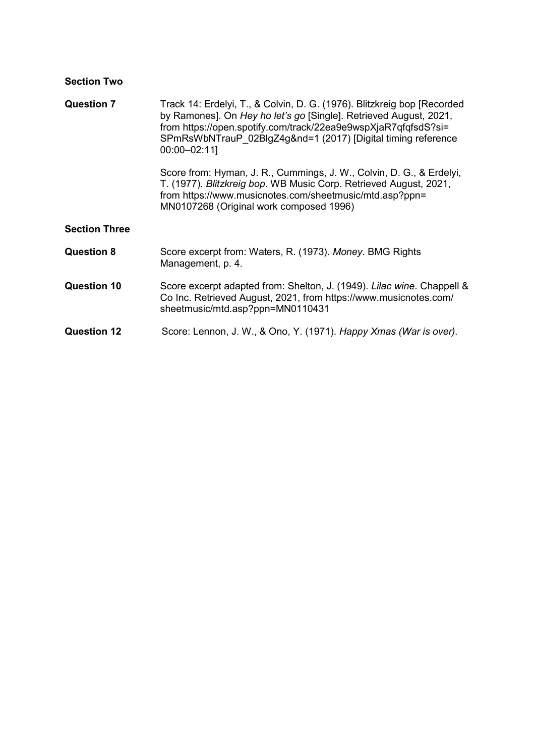**Section Two**

**Question 7**

Track 14: Erdelyi, T., & Colvin, D. G. (1976). Blitzkreig bop [Recorded by Ramones]. On *Hey ho let's go* [Single]. Retrieved August, 2021, from https://open.spotify.com/track/22ea9e9wspXjaR7qfqfsdS?si=SPmRsWbNTrauP_02BlgZ4g&nd=1 (2017) [Digital timing reference 00:00–02:11]

Score from: Hyman, J. R., Cummings, J. W., Colvin, D. G., & Erdelyi, T. (1977). *Blitzkreig bop*. WB Music Corp. Retrieved August, 2021, from https://www.musicnotes.com/sheetmusic/mtd.asp?ppn=MN0107268 (Original work composed 1996)

**Section Three**

**Question 8**

Score excerpt from: Waters, R. (1973). *Money*. BMG Rights Management, p. 4.

**Question 10**

Score excerpt adapted from: Shelton, J. (1949). *Lilac wine*. Chappell & Co Inc. Retrieved August, 2021, from https://www.musicnotes.com/sheetmusic/mtd.asp?ppn=MN0110431

**Question 12**

Score: Lennon, J. W., & Ono, Y. (1971). *Happy Xmas (War is over).*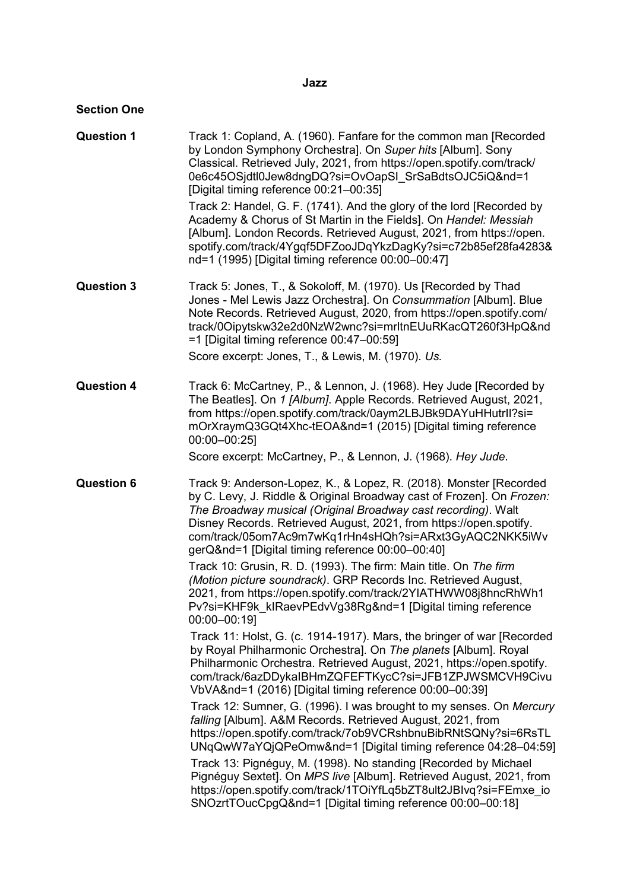**Jazz**

**Section One**

**Question 1**

Track 1: Copland, A. (1960). Fanfare for the common man [Recorded by London Symphony Orchestra]. On *Super hits* [Album]. Sony Classical. Retrieved July, 2021, from https://open.spotify.com/track/0e6c45OSjdtl0Jew8dngDQ?si=OvOapSI_SrSaBdtsOJC5iQ&nd=1 [Digital timing reference 00:21–00:35]

Track 2: Handel, G. F. (1741). And the glory of the lord [Recorded by Academy & Chorus of St Martin in the Fields]. On *Handel: Messiah* [Album]. London Records. Retrieved August, 2021, from https://open.spotify.com/track/4Ygqf5DFZooJDqYkzDagKy?si=c72b85ef28fa4283&nd=1 (1995) [Digital timing reference 00:00–00:47]

**Question 3**

Track 5: Jones, T., & Sokoloff, M. (1970). Us [Recorded by Thad Jones - Mel Lewis Jazz Orchestra]. On *Consummation* [Album]. Blue Note Records. Retrieved August, 2020, from https://open.spotify.com/track/0Oipytskw32e2d0NzW2wnc?si=mrltnEUuRKacQT260f3HpQ&nd=1 [Digital timing reference 00:47–00:59]

Score excerpt: Jones, T., & Lewis, M. (1970). *Us.*

**Question 4**

Track 6: McCartney, P., & Lennon, J. (1968). Hey Jude [Recorded by The Beatles]. On *1 [Album]*. Apple Records. Retrieved August, 2021, from https://open.spotify.com/track/0aym2LBJBk9DAYuHHutrIl?si=mOrXraymQ3GQt4Xhc-tEOA&nd=1 (2015) [Digital timing reference 00:00–00:25]

Score excerpt: McCartney, P., & Lennon, J. (1968). *Hey Jude*.

**Question 6**

Track 9: Anderson-Lopez, K., & Lopez, R. (2018). Monster [Recorded by C. Levy, J. Riddle & Original Broadway cast of Frozen]. On *Frozen: The Broadway musical (Original Broadway cast recording)*. Walt Disney Records. Retrieved August, 2021, from https://open.spotify.com/track/05om7Ac9m7wKq1rHn4sHQh?si=ARxt3GyAQC2NKK5iWvgerQ&nd=1 [Digital timing reference 00:00–00:40]

Track 10: Grusin, R. D. (1993). The firm: Main title. On *The firm (Motion picture soundrack)*. GRP Records Inc. Retrieved August, 2021, from https://open.spotify.com/track/2YIATHWW08j8hncRhWh1Pv?si=KHF9k_kIRaevPEdvVg38Rg&nd=1 [Digital timing reference 00:00–00:19]

Track 11: Holst, G. (c. 1914-1917). Mars, the bringer of war [Recorded by Royal Philharmonic Orchestra]. On *The planets* [Album]. Royal Philharmonic Orchestra. Retrieved August, 2021, https://open.spotify.com/track/6azDDykaIBHmZQFEFTKycC?si=JFB1ZPJWSMCVH9CivuVbVA&nd=1 (2016) [Digital timing reference 00:00–00:39]

Track 12: Sumner, G. (1996). I was brought to my senses. On *Mercury falling* [Album]. A&M Records. Retrieved August, 2021, from https://open.spotify.com/track/7ob9VCRshbnuBibRNtSQNy?si=6RsTLUNqQwW7aYQjQPeOmw&nd=1 [Digital timing reference 04:28–04:59]

Track 13: Pignéguy, M. (1998). No standing [Recorded by Michael Pignéguy Sextet]. On *MPS live* [Album]. Retrieved August, 2021, from https://open.spotify.com/track/1TOiYfLq5bZT8ult2JBIvq?si=FEmxe_ioSNOzrtTOucCpgQ&nd=1 [Digital timing reference 00:00–00:18]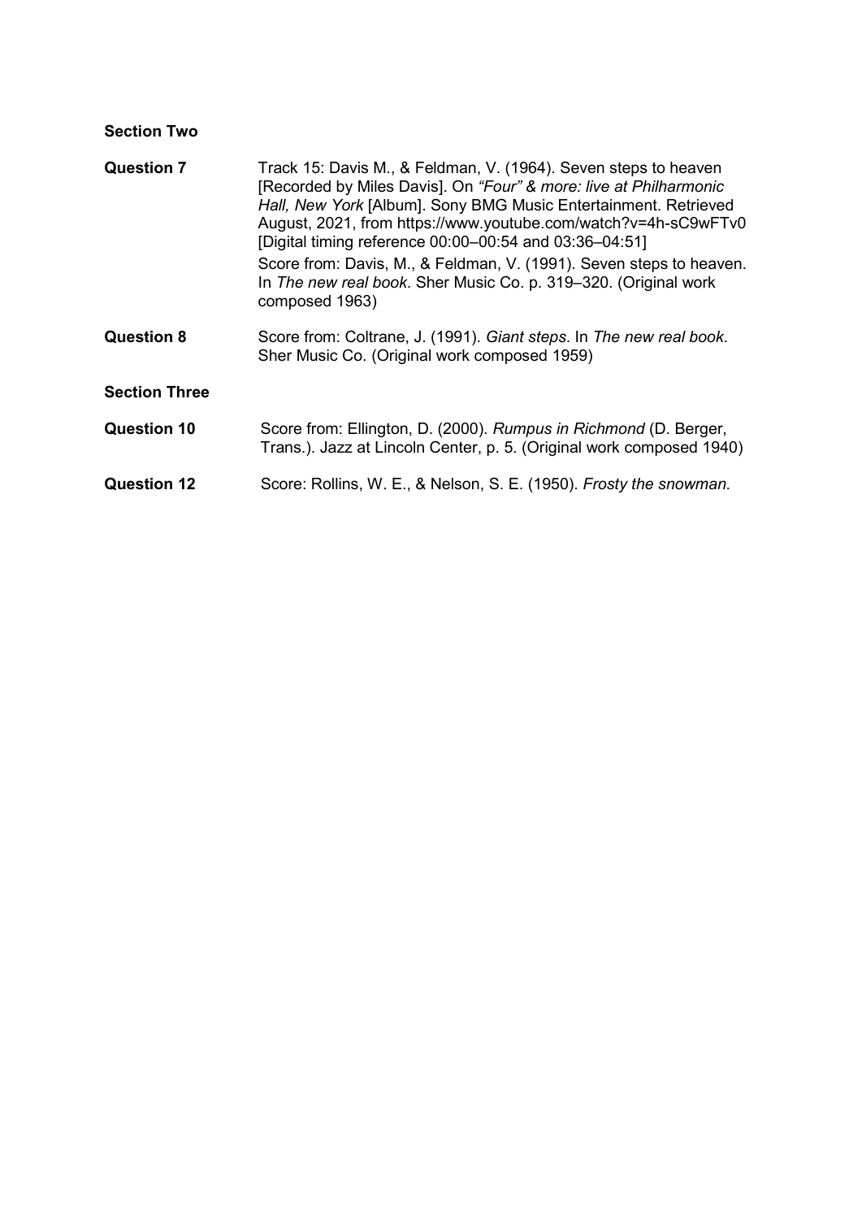## Section Two

**Question 7**

Track 15: Davis M., & Feldman, V. (1964). Seven steps to heaven [Recorded by Miles Davis]. On *"Four" & more: live at Philharmonic Hall, New York* [Album]. Sony BMG Music Entertainment. Retrieved August, 2021, from https://www.youtube.com/watch?v=4h-sC9wFTv0 [Digital timing reference 00:00–00:54 and 03:36–04:51]

Score from: Davis, M., & Feldman, V. (1991). Seven steps to heaven. In *The new real book*. Sher Music Co. p. 319–320. (Original work composed 1963)

**Question 8**

Score from: Coltrane, J. (1991). *Giant steps*. In *The new real book*. Sher Music Co. (Original work composed 1959)

## Section Three

**Question 10**

Score from: Ellington, D. (2000). *Rumpus in Richmond* (D. Berger, Trans.). Jazz at Lincoln Center, p. 5. (Original work composed 1940)

**Question 12**

Score: Rollins, W. E., & Nelson, S. E. (1950). *Frosty the snowman*.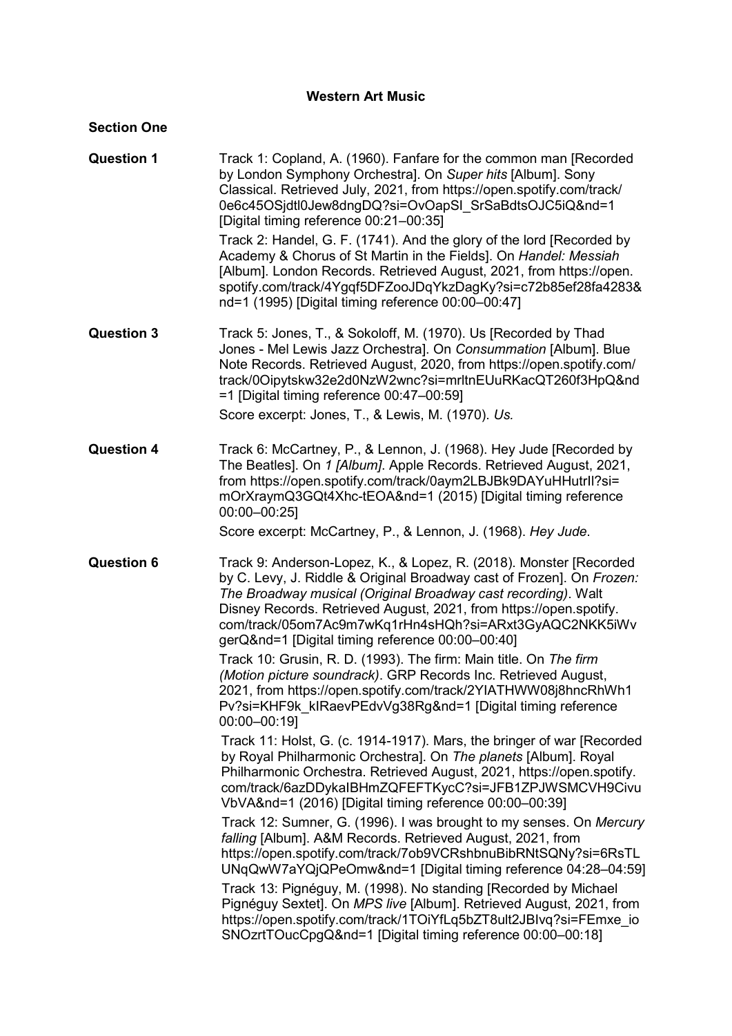**Western Art Music**

**Section One**

**Question 1**

Track 1: Copland, A. (1960). Fanfare for the common man [Recorded by London Symphony Orchestra]. On *Super hits* [Album]. Sony Classical. Retrieved July, 2021, from https://open.spotify.com/track/0e6c45OSjdtl0Jew8dngDQ?si=OvOapSI_SrSaBdtsOJC5iQ&nd=1 [Digital timing reference 00:21–00:35]

Track 2: Handel, G. F. (1741). And the glory of the lord [Recorded by Academy & Chorus of St Martin in the Fields]. On *Handel: Messiah* [Album]. London Records. Retrieved August, 2021, from https://open.spotify.com/track/4Ygqf5DFZooJDqYkzDagKy?si=c72b85ef28fa4283&nd=1 (1995) [Digital timing reference 00:00–00:47]

**Question 3**

Track 5: Jones, T., & Sokoloff, M. (1970). Us [Recorded by Thad Jones - Mel Lewis Jazz Orchestra]. On *Consummation* [Album]. Blue Note Records. Retrieved August, 2020, from https://open.spotify.com/track/0Oipytskw32e2d0NzW2wnc?si=mrltnEUuRKacQT260f3HpQ&nd=1 [Digital timing reference 00:47–00:59]

Score excerpt: Jones, T., & Lewis, M. (1970). *Us.*

**Question 4**

Track 6: McCartney, P., & Lennon, J. (1968). Hey Jude [Recorded by The Beatles]. On *1 [Album]*. Apple Records. Retrieved August, 2021, from https://open.spotify.com/track/0aym2LBJBk9DAYuHHutrIl?si=mOrXraymQ3GQt4Xhc-tEOA&nd=1 (2015) [Digital timing reference 00:00–00:25]

Score excerpt: McCartney, P., & Lennon, J. (1968). *Hey Jude.*

**Question 6**

Track 9: Anderson-Lopez, K., & Lopez, R. (2018). Monster [Recorded by C. Levy, J. Riddle & Original Broadway cast of Frozen]. On *Frozen: The Broadway musical (Original Broadway cast recording)*. Walt Disney Records. Retrieved August, 2021, from https://open.spotify.com/track/05om7Ac9m7wKq1rHn4sHQh?si=ARxt3GyAQC2NKK5iWvgerQ&nd=1 [Digital timing reference 00:00–00:40]

Track 10: Grusin, R. D. (1993). The firm: Main title. On *The firm (Motion picture soundrack)*. GRP Records Inc. Retrieved August, 2021, from https://open.spotify.com/track/2YIATHWW08j8hncRhWh1Pv?si=KHF9k_kIRaevPEdvVg38Rg&nd=1 [Digital timing reference 00:00–00:19]

Track 11: Holst, G. (c. 1914-1917). Mars, the bringer of war [Recorded by Royal Philharmonic Orchestra]. On *The planets* [Album]. Royal Philharmonic Orchestra. Retrieved August, 2021, https://open.spotify.com/track/6azDDykaIBHmZQFEFTKycC?si=JFB1ZPJWSMCVH9CivuVbVA&nd=1 (2016) [Digital timing reference 00:00–00:39]

Track 12: Sumner, G. (1996). I was brought to my senses. On *Mercury falling* [Album]. A&M Records. Retrieved August, 2021, from https://open.spotify.com/track/7ob9VCRshbnuBibRNtSQNy?si=6RsTLUNqQwW7aYQjQPeOmw&nd=1 [Digital timing reference 04:28–04:59]

Track 13: Pignéguy, M. (1998). No standing [Recorded by Michael Pignéguy Sextet]. On *MPS live* [Album]. Retrieved August, 2021, from https://open.spotify.com/track/1TOiYfLq5bZT8ult2JBIvq?si=FEmxe_ioSNOzrtTOucCpgQ&nd=1 [Digital timing reference 00:00–00:18]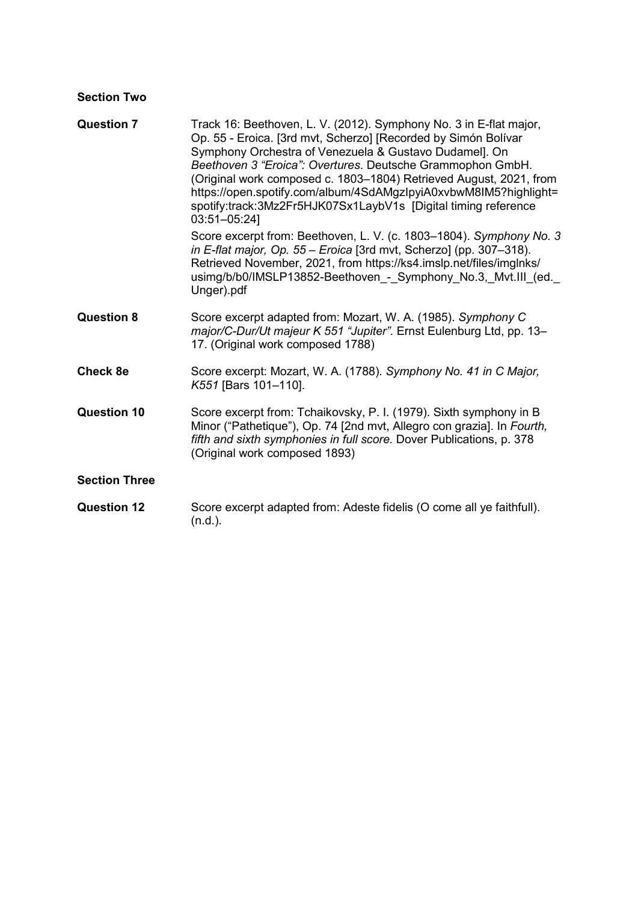**Section Two**

| | |
|---|---|
| **Question 7** | Track 16: Beethoven, L. V. (2012). Symphony No. 3 in E-flat major, Op. 55 - Eroica. [3rd mvt, Scherzo] [Recorded by Simón Bolívar Symphony Orchestra of Venezuela & Gustavo Dudamel]. On *Beethoven 3 "Eroica": Overtures*. Deutsche Grammophon GmbH. (Original work composed c. 1803–1804) Retrieved August, 2021, from https://open.spotify.com/album/4SdAMgzIpyiA0xvbwM8IM5?highlight=spotify:track:3Mz2Fr5HJK07Sx1LaybV1s [Digital timing reference 03:51–05:24]<br><br>Score excerpt from: Beethoven, L. V. (c. 1803–1804). *Symphony No. 3 in E-flat major, Op. 55 – Eroica* [3rd mvt, Scherzo] (pp. 307–318). Retrieved November, 2021, from https://ks4.imslp.net/files/imglnks/usimg/b/b0/IMSLP13852-Beethoven_-_Symphony_No.3,_Mvt.III_(ed._Unger).pdf |
| **Question 8** | Score excerpt adapted from: Mozart, W. A. (1985). *Symphony C major/C-Dur/Ut majeur K 551 "Jupiter"*. Ernst Eulenburg Ltd, pp. 13–17. (Original work composed 1788) |
| **Check 8e** | Score excerpt: Mozart, W. A. (1788). *Symphony No. 41 in C Major, K551* [Bars 101–110]. |
| **Question 10** | Score excerpt from: Tchaikovsky, P. I. (1979). Sixth symphony in B Minor ("Pathetique"), Op. 74 [2nd mvt, Allegro con grazia]. In *Fourth, fifth and sixth symphonies in full score.* Dover Publications, p. 378 (Original work composed 1893) |

**Section Three**

| | |
|---|---|
| **Question 12** | Score excerpt adapted from: Adeste fidelis (O come all ye faithfull). (n.d.). |